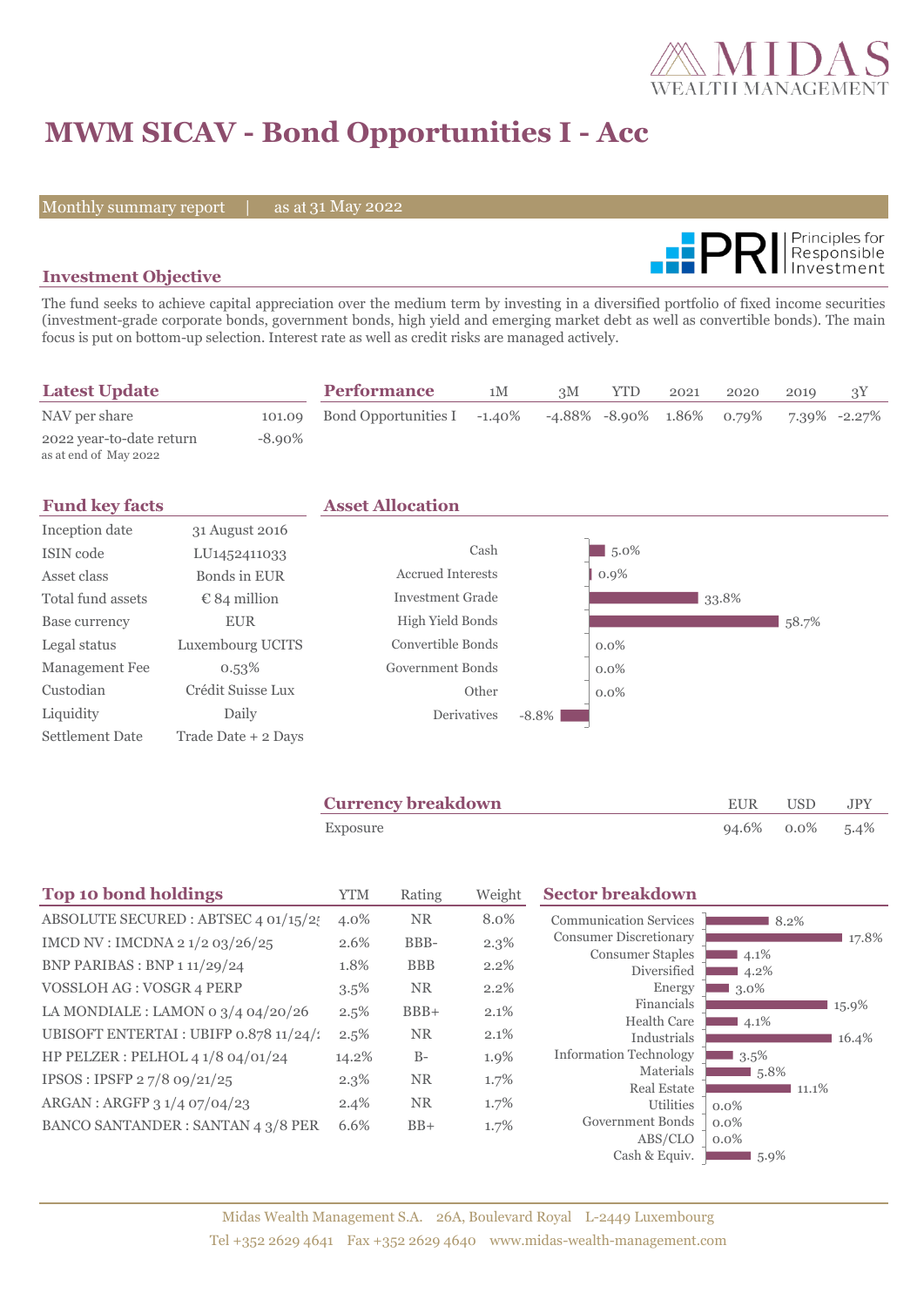# MWM SICAV - Bond Opportunities I - Acc

Monthly summary report | as at 31 May 2022

## Investment Objective

The fund seeks to achieve capital appreciation over the medium term by investing in a diversified portfolio of fixed income securities (investment-grade corporate bonds, government bonds, high yield and emerging market debt as well as convertible bonds). The main focus is put on bottom-up selection. Interest rate as well as credit risks are managed actively.

## Latest Update

| | |
|---|---|
| NAV per share | 101.09 |
| 2022 year-to-date return (as at end of May 2022) | -8.90% |

## Performance

| Performance | 1M | 3M | YTD | 2021 | 2020 | 2019 | 3Y |
|---|---|---|---|---|---|---|---|
| Bond Opportunities I | -1.40% | -4.88% | -8.90% | 1.86% | 0.79% | 7.39% | -2.27% |

## Fund key facts

| | |
|---|---|
| Inception date | 31 August 2016 |
| ISIN code | LU1452411033 |
| Asset class | Bonds in EUR |
| Total fund assets | € 84 million |
| Base currency | EUR |
| Legal status | Luxembourg UCITS |
| Management Fee | 0.53% |
| Custodian | Crédit Suisse Lux |
| Liquidity | Daily |
| Settlement Date | Trade Date + 2 Days |

## Asset Allocation

| Asset | Weight |
|---|---|
| Cash | 5.0% |
| Accrued Interests | 0.9% |
| Investment Grade | 33.8% |
| High Yield Bonds | 58.7% |
| Convertible Bonds | 0.0% |
| Government Bonds | 0.0% |
| Other | 0.0% |
| Derivatives | -8.8% |

## Currency breakdown

| Currency breakdown | EUR | USD | JPY |
|---|---|---|---|
| Exposure | 94.6% | 0.0% | 5.4% |

## Top 10 bond holdings

| Top 10 bond holdings | YTM | Rating | Weight |
|---|---|---|---|
| ABSOLUTE SECURED : ABTSEC 4 01/15/2 | 4.0% | NR | 8.0% |
| IMCD NV : IMCDNA 2 1/2 03/26/25 | 2.6% | BBB- | 2.3% |
| BNP PARIBAS : BNP 1 11/29/24 | 1.8% | BBB | 2.2% |
| VOSSLOH AG : VOSGR 4 PERP | 3.5% | NR | 2.2% |
| LA MONDIALE : LAMON 0 3/4 04/20/26 | 2.5% | BBB+ | 2.1% |
| UBISOFT ENTERTAI : UBIFP 0.878 11/24/ | 2.5% | NR | 2.1% |
| HP PELZER : PELHOL 4 1/8 04/01/24 | 14.2% | B- | 1.9% |
| IPSOS : IPSFP 2 7/8 09/21/25 | 2.3% | NR | 1.7% |
| ARGAN : ARGFP 3 1/4 07/04/23 | 2.4% | NR | 1.7% |
| BANCO SANTANDER : SANTAN 4 3/8 PER | 6.6% | BB+ | 1.7% |

## Sector breakdown

| Sector | Weight |
|---|---|
| Communication Services | 8.2% |
| Consumer Discretionary | 17.8% |
| Consumer Staples | 4.1% |
| Diversified | 4.2% |
| Energy | 3.0% |
| Financials | 15.9% |
| Health Care | 4.1% |
| Industrials | 16.4% |
| Information Technology | 3.5% |
| Materials | 5.8% |
| Real Estate | 11.1% |
| Utilities | 0.0% |
| Government Bonds | 0.0% |
| ABS/CLO | 0.0% |
| Cash & Equiv. | 5.9% |

Midas Wealth Management S.A. 26A, Boulevard Royal L-2449 Luxembourg
Tel +352 2629 4641 Fax +352 2629 4640 www.midas-wealth-management.com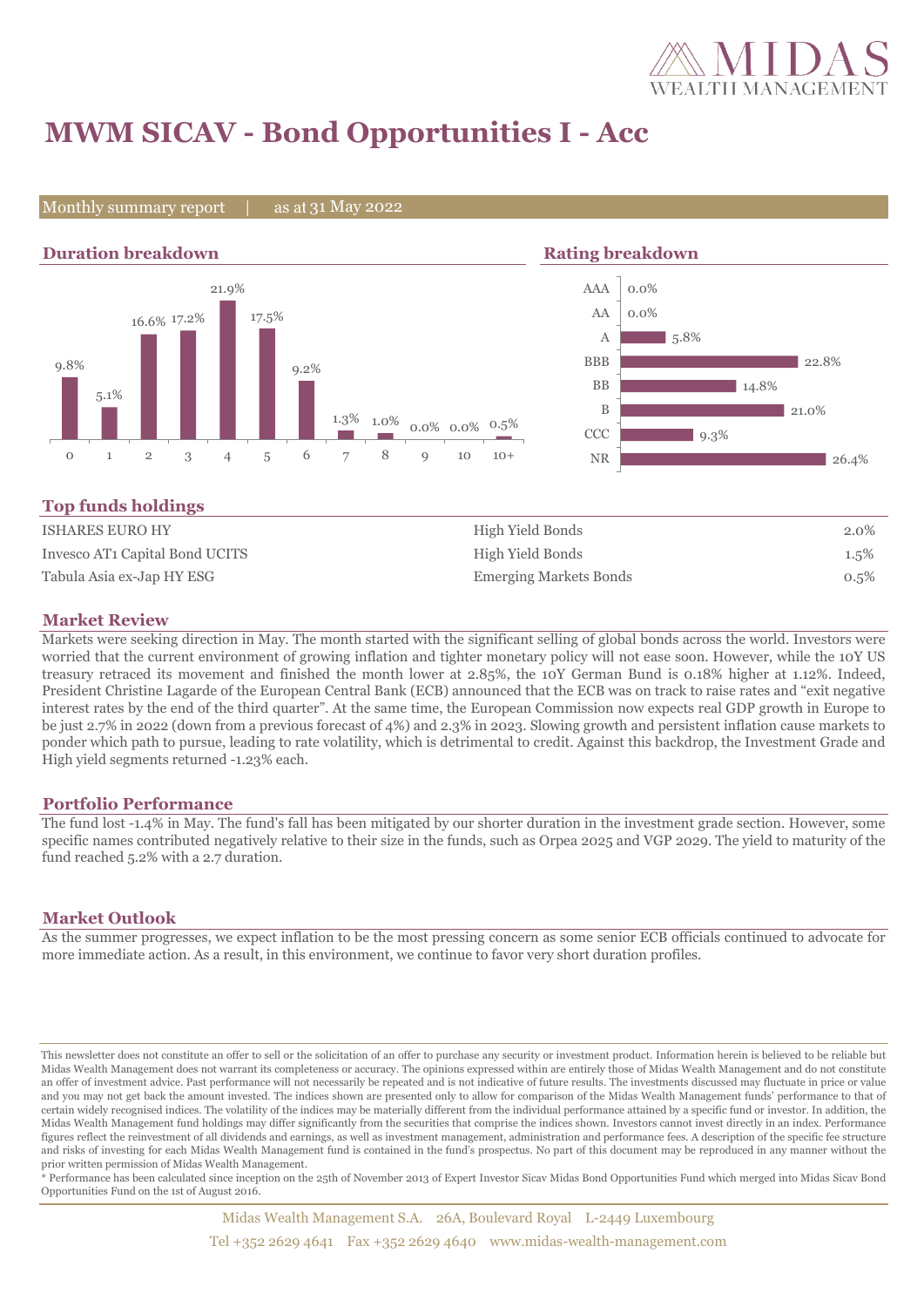# MWM SICAV - Bond Opportunities I - Acc

Monthly summary report | as at 31 May 2022

### Duration breakdown

9.8%
5.1%
16.6%
17.2%
21.9%
17.5%
9.2%
1.3%
1.0%
0.0%
0.0%
0.5%

0 1 2 3 4 5 6 7 8 9 10 10+

### Rating breakdown

AAA 0.0%
AA 0.0%
A 5.8%
BBB 22.8%
BB 14.8%
B 21.0%
CCC 9.3%
NR 26.4%

### Top funds holdings

| | | |
|---|---|---|
| ISHARES EURO HY | High Yield Bonds | 2.0% |
| Invesco AT1 Capital Bond UCITS | High Yield Bonds | 1.5% |
| Tabula Asia ex-Jap HY ESG | Emerging Markets Bonds | 0.5% |

### Market Review

Markets were seeking direction in May. The month started with the significant selling of global bonds across the world. Investors were worried that the current environment of growing inflation and tighter monetary policy will not ease soon. However, while the 10Y US treasury retraced its movement and finished the month lower at 2.85%, the 10Y German Bund is 0.18% higher at 1.12%. Indeed, President Christine Lagarde of the European Central Bank (ECB) announced that the ECB was on track to raise rates and "exit negative interest rates by the end of the third quarter". At the same time, the European Commission now expects real GDP growth in Europe to be just 2.7% in 2022 (down from a previous forecast of 4%) and 2.3% in 2023. Slowing growth and persistent inflation cause markets to ponder which path to pursue, leading to rate volatility, which is detrimental to credit. Against this backdrop, the Investment Grade and High yield segments returned -1.23% each.

### Portfolio Performance

The fund lost -1.4% in May. The fund's fall has been mitigated by our shorter duration in the investment grade section. However, some specific names contributed negatively relative to their size in the funds, such as Orpea 2025 and VGP 2029. The yield to maturity of the fund reached 5.2% with a 2.7 duration.

### Market Outlook

As the summer progresses, we expect inflation to be the most pressing concern as some senior ECB officials continued to advocate for more immediate action. As a result, in this environment, we continue to favor very short duration profiles.

This newsletter does not constitute an offer to sell or the solicitation of an offer to purchase any security or investment product. Information herein is believed to be reliable but Midas Wealth Management does not warrant its completeness or accuracy. The opinions expressed within are entirely those of Midas Wealth Management and do not constitute an offer of investment advice. Past performance will not necessarily be repeated and is not indicative of future results. The investments discussed may fluctuate in price or value and you may not get back the amount invested. The indices shown are presented only to allow for comparison of the Midas Wealth Management funds' performance to that of certain widely recognised indices. The volatility of the indices may be materially different from the individual performance attained by a specific fund or investor. In addition, the Midas Wealth Management fund holdings may differ significantly from the securities that comprise the indices shown. Investors cannot invest directly in an index. Performance figures reflect the reinvestment of all dividends and earnings, as well as investment management, administration and performance fees. A description of the specific fee structure and risks of investing for each Midas Wealth Management fund is contained in the fund's prospectus. No part of this document may be reproduced in any manner without the prior written permission of Midas Wealth Management.

* Performance has been calculated since inception on the 25th of November 2013 of Expert Investor Sicav Midas Bond Opportunities Fund which merged into Midas Sicav Bond Opportunities Fund on the 1st of August 2016.

Midas Wealth Management S.A. 26A, Boulevard Royal L-2449 Luxembourg
Tel +352 2629 4641 Fax +352 2629 4640 www.midas-wealth-management.com